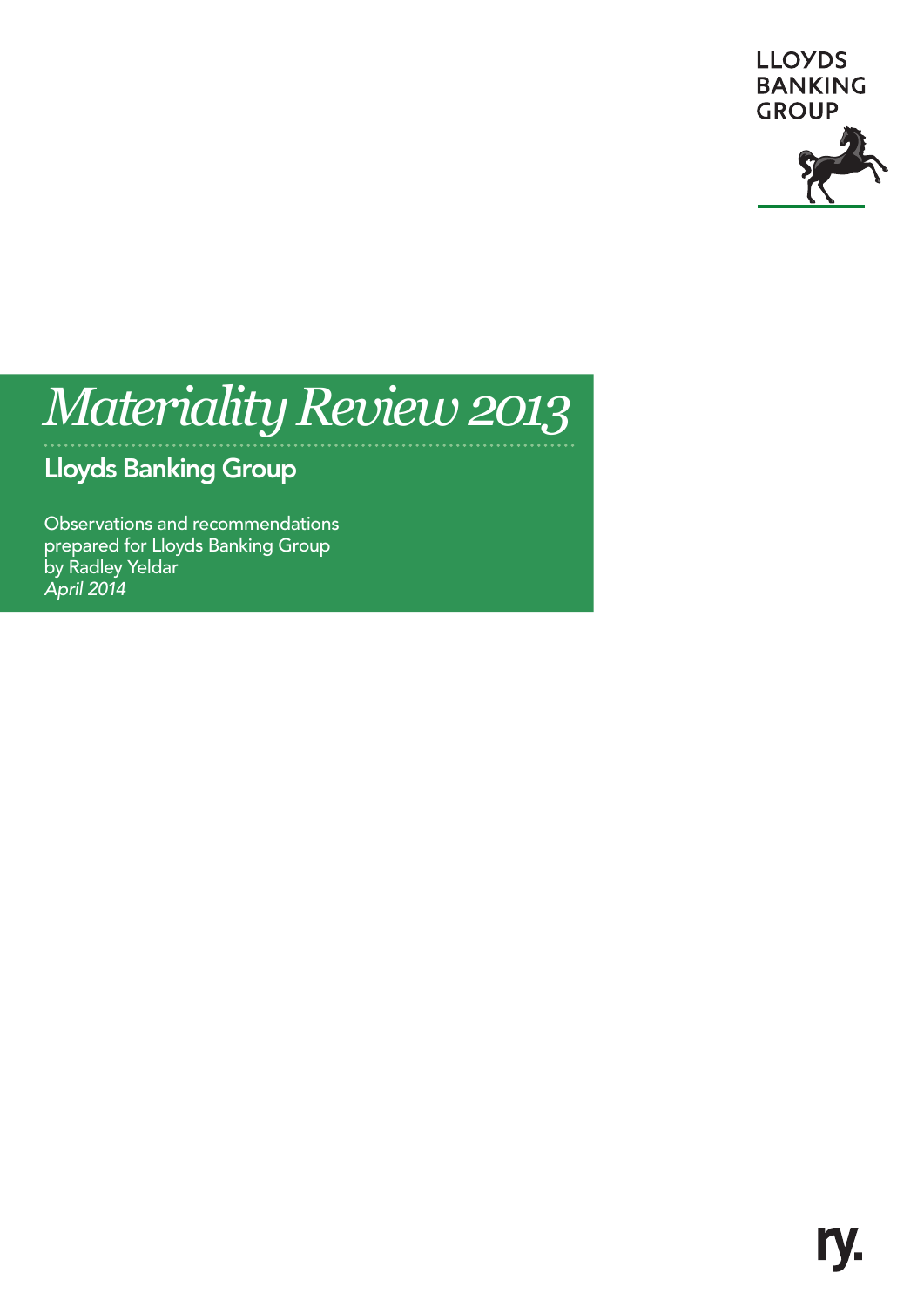LLOYDS
BANKING
GROUP

# *Materiality Review 2013*

## Lloyds Banking Group

Observations and recommendations prepared for Lloyds Banking Group by Radley Yeldar
*April 2014*

ry.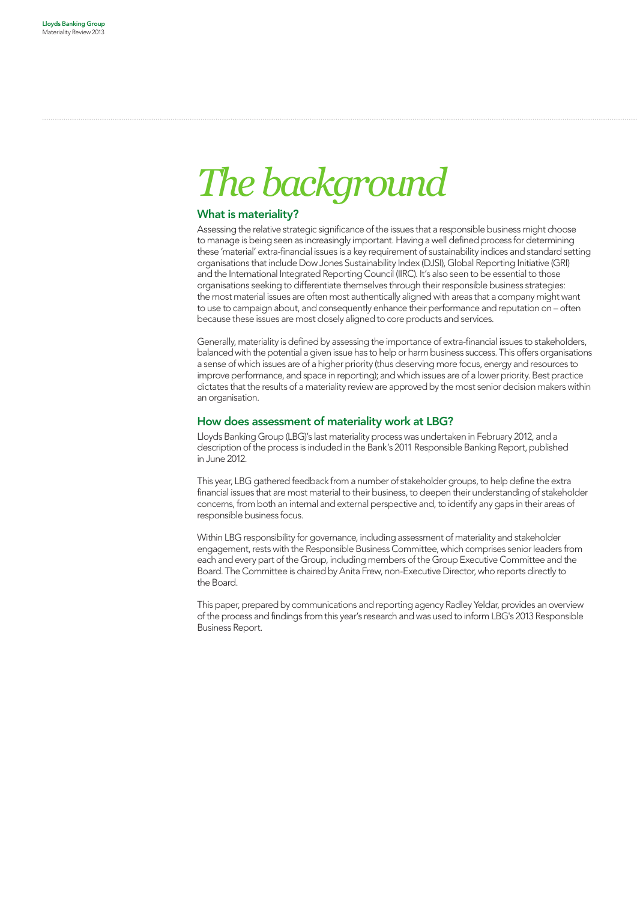# The background

## What is materiality?

Assessing the relative strategic significance of the issues that a responsible business might choose to manage is being seen as increasingly important. Having a well defined process for determining these 'material' extra-financial issues is a key requirement of sustainability indices and standard setting organisations that include Dow Jones Sustainability Index (DJSI), Global Reporting Initiative (GRI) and the International Integrated Reporting Council (IIRC). It's also seen to be essential to those organisations seeking to differentiate themselves through their responsible business strategies: the most material issues are often most authentically aligned with areas that a company might want to use to campaign about, and consequently enhance their performance and reputation on – often because these issues are most closely aligned to core products and services.

Generally, materiality is defined by assessing the importance of extra-financial issues to stakeholders, balanced with the potential a given issue has to help or harm business success. This offers organisations a sense of which issues are of a higher priority (thus deserving more focus, energy and resources to improve performance, and space in reporting); and which issues are of a lower priority. Best practice dictates that the results of a materiality review are approved by the most senior decision makers within an organisation.

## How does assessment of materiality work at LBG?

Lloyds Banking Group (LBG)'s last materiality process was undertaken in February 2012, and a description of the process is included in the Bank's 2011 Responsible Banking Report, published in June 2012.

This year, LBG gathered feedback from a number of stakeholder groups, to help define the extra financial issues that are most material to their business, to deepen their understanding of stakeholder concerns, from both an internal and external perspective and, to identify any gaps in their areas of responsible business focus.

Within LBG responsibility for governance, including assessment of materiality and stakeholder engagement, rests with the Responsible Business Committee, which comprises senior leaders from each and every part of the Group, including members of the Group Executive Committee and the Board. The Committee is chaired by Anita Frew, non-Executive Director, who reports directly to the Board.

This paper, prepared by communications and reporting agency Radley Yeldar, provides an overview of the process and findings from this year's research and was used to inform LBG's 2013 Responsible Business Report.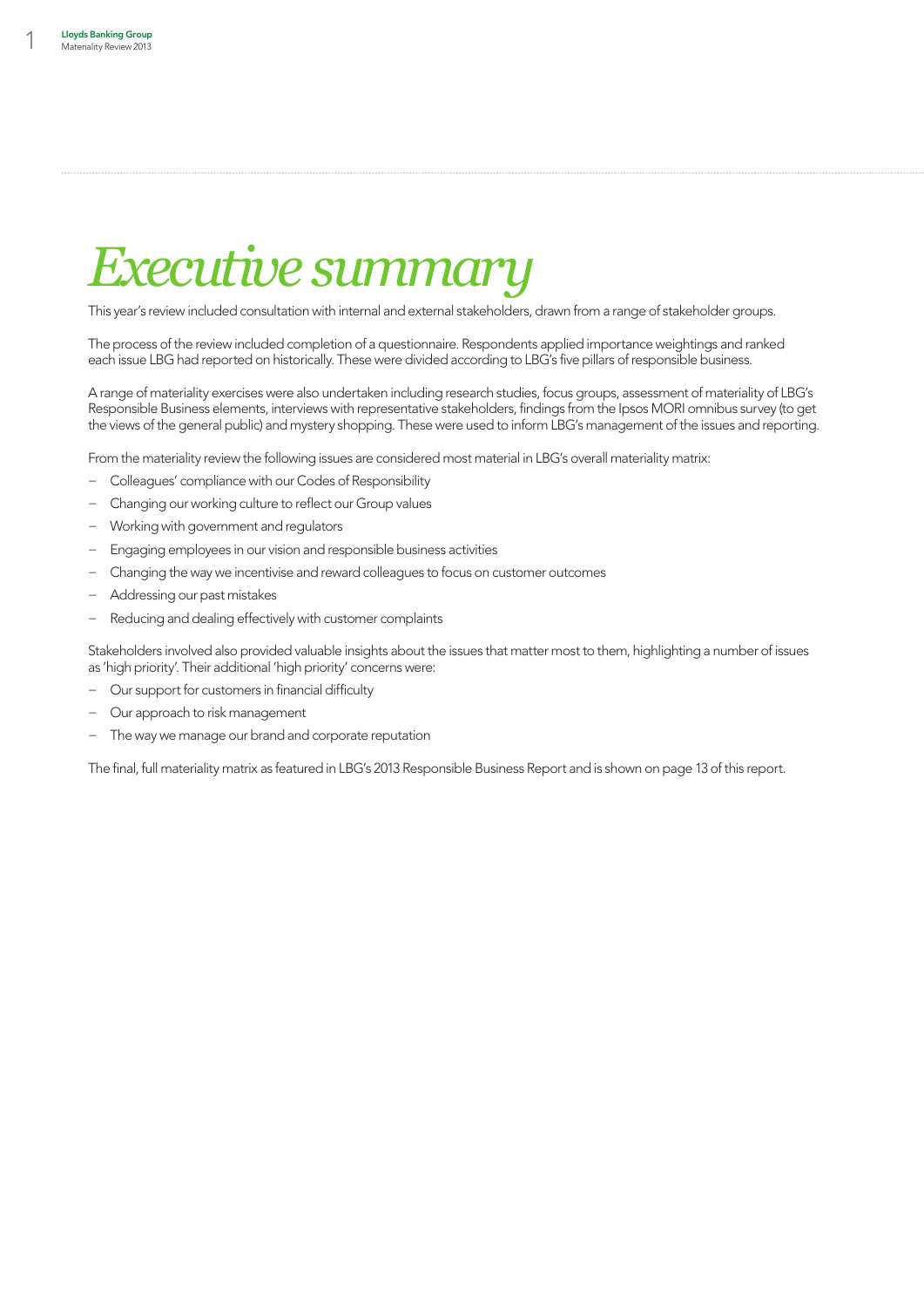# Executive summary

This year's review included consultation with internal and external stakeholders, drawn from a range of stakeholder groups.

The process of the review included completion of a questionnaire. Respondents applied importance weightings and ranked each issue LBG had reported on historically. These were divided according to LBG's five pillars of responsible business.

A range of materiality exercises were also undertaken including research studies, focus groups, assessment of materiality of LBG's Responsible Business elements, interviews with representative stakeholders, findings from the Ipsos MORI omnibus survey (to get the views of the general public) and mystery shopping. These were used to inform LBG's management of the issues and reporting.

From the materiality review the following issues are considered most material in LBG's overall materiality matrix:

- Colleagues' compliance with our Codes of Responsibility
- Changing our working culture to reflect our Group values
- Working with government and regulators
- Engaging employees in our vision and responsible business activities
- Changing the way we incentivise and reward colleagues to focus on customer outcomes
- Addressing our past mistakes
- Reducing and dealing effectively with customer complaints

Stakeholders involved also provided valuable insights about the issues that matter most to them, highlighting a number of issues as 'high priority'. Their additional 'high priority' concerns were:

- Our support for customers in financial difficulty
- Our approach to risk management
- The way we manage our brand and corporate reputation

The final, full materiality matrix as featured in LBG's 2013 Responsible Business Report and is shown on page 13 of this report.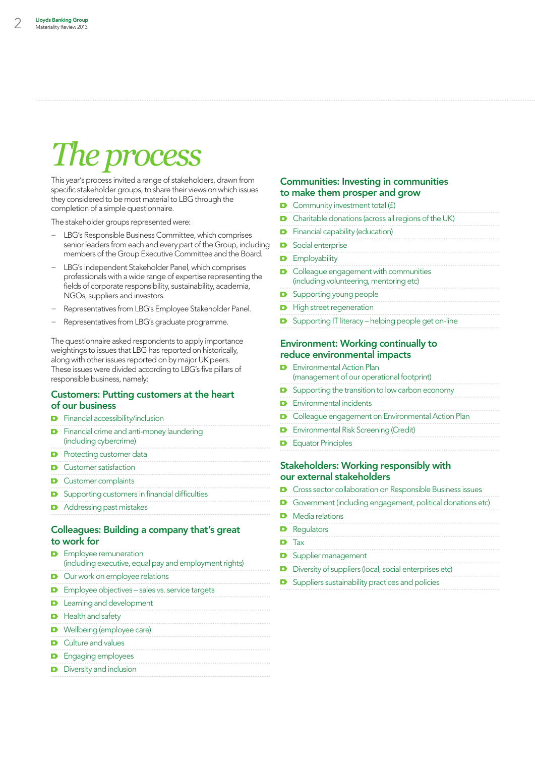# The process

This year's process invited a range of stakeholders, drawn from specific stakeholder groups, to share their views on which issues they considered to be most material to LBG through the completion of a simple questionnaire.

The stakeholder groups represented were:

- LBG's Responsible Business Committee, which comprises senior leaders from each and every part of the Group, including members of the Group Executive Committee and the Board.
- LBG's independent Stakeholder Panel, which comprises professionals with a wide range of expertise representing the fields of corporate responsibility, sustainability, academia, NGOs, suppliers and investors.
- Representatives from LBG's Employee Stakeholder Panel.
- Representatives from LBG's graduate programme.

The questionnaire asked respondents to apply importance weightings to issues that LBG has reported on historically, along with other issues reported on by major UK peers. These issues were divided according to LBG's five pillars of responsible business, namely:

## Customers: Putting customers at the heart of our business

- Financial accessibility/inclusion
- Financial crime and anti-money laundering (including cybercrime)
- Protecting customer data
- Customer satisfaction
- Customer complaints
- Supporting customers in financial difficulties
- Addressing past mistakes

## Colleagues: Building a company that's great to work for

- Employee remuneration (including executive, equal pay and employment rights)
- Our work on employee relations
- Employee objectives – sales vs. service targets
- Learning and development
- Health and safety
- Wellbeing (employee care)
- Culture and values
- Engaging employees
- Diversity and inclusion

## Communities: Investing in communities to make them prosper and grow

- Community investment total (£)
- Charitable donations (across all regions of the UK)
- Financial capability (education)
- Social enterprise
- Employability
- Colleague engagement with communities (including volunteering, mentoring etc)
- Supporting young people
- High street regeneration
- Supporting IT literacy – helping people get on-line

## Environment: Working continually to reduce environmental impacts

- Environmental Action Plan (management of our operational footprint)
- Supporting the transition to low carbon economy
- Environmental incidents
- Colleague engagement on Environmental Action Plan
- Environmental Risk Screening (Credit)
- Equator Principles

## Stakeholders: Working responsibly with our external stakeholders

- Cross sector collaboration on Responsible Business issues
- Government (including engagement, political donations etc)
- Media relations
- Regulators
- Tax
- Supplier management
- Diversity of suppliers (local, social enterprises etc)
- Suppliers sustainability practices and policies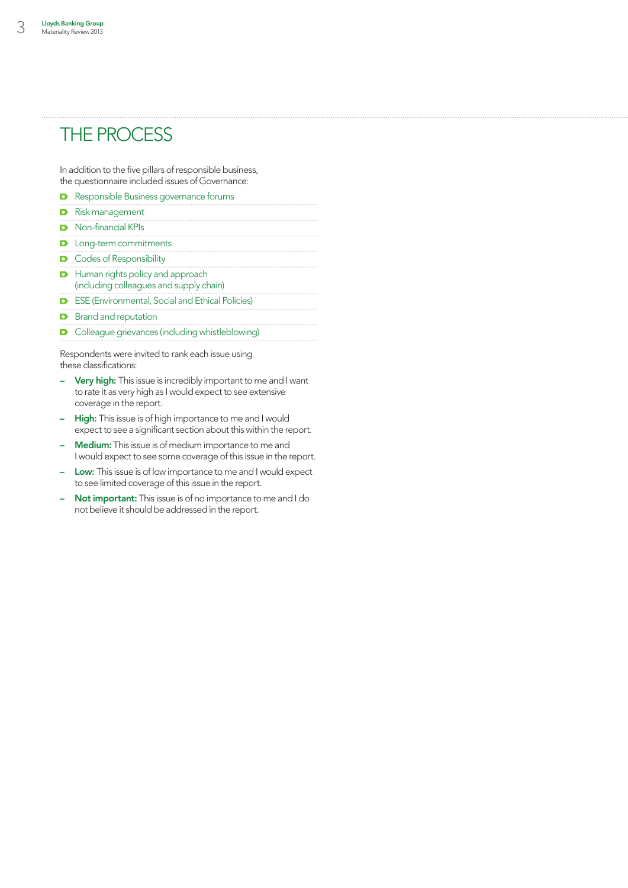# THE PROCESS

In addition to the five pillars of responsible business, the questionnaire included issues of Governance:

- Responsible Business governance forums
- Risk management
- Non-financial KPIs
- Long-term commitments
- Codes of Responsibility
- Human rights policy and approach (including colleagues and supply chain)
- ESE (Environmental, Social and Ethical Policies)
- Brand and reputation
- Colleague grievances (including whistleblowing)

Respondents were invited to rank each issue using these classifications:

- **Very high:** This issue is incredibly important to me and I want to rate it as very high as I would expect to see extensive coverage in the report.
- **High:** This issue is of high importance to me and I would expect to see a significant section about this within the report.
- **Medium:** This issue is of medium importance to me and I would expect to see some coverage of this issue in the report.
- **Low:** This issue is of low importance to me and I would expect to see limited coverage of this issue in the report.
- **Not important:** This issue is of no importance to me and I do not believe it should be addressed in the report.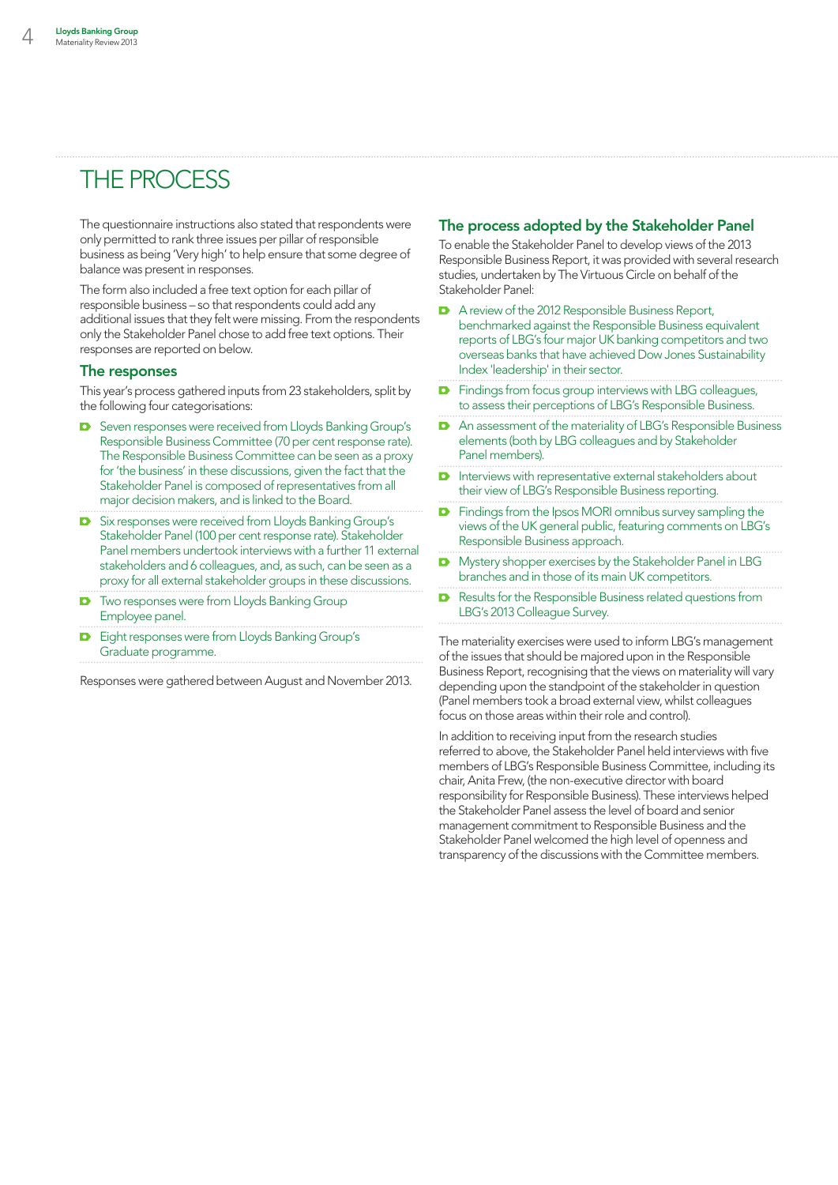# THE PROCESS

The questionnaire instructions also stated that respondents were only permitted to rank three issues per pillar of responsible business as being 'Very high' to help ensure that some degree of balance was present in responses.

The form also included a free text option for each pillar of responsible business – so that respondents could add any additional issues that they felt were missing. From the respondents only the Stakeholder Panel chose to add free text options. Their responses are reported on below.

## The responses

This year's process gathered inputs from 23 stakeholders, split by the following four categorisations:

- Seven responses were received from Lloyds Banking Group's Responsible Business Committee (70 per cent response rate). The Responsible Business Committee can be seen as a proxy for 'the business' in these discussions, given the fact that the Stakeholder Panel is composed of representatives from all major decision makers, and is linked to the Board.
- Six responses were received from Lloyds Banking Group's Stakeholder Panel (100 per cent response rate). Stakeholder Panel members undertook interviews with a further 11 external stakeholders and 6 colleagues, and, as such, can be seen as a proxy for all external stakeholder groups in these discussions.
- Two responses were from Lloyds Banking Group Employee panel.
- Eight responses were from Lloyds Banking Group's Graduate programme.

Responses were gathered between August and November 2013.

## The process adopted by the Stakeholder Panel

To enable the Stakeholder Panel to develop views of the 2013 Responsible Business Report, it was provided with several research studies, undertaken by The Virtuous Circle on behalf of the Stakeholder Panel:

- A review of the 2012 Responsible Business Report, benchmarked against the Responsible Business equivalent reports of LBG's four major UK banking competitors and two overseas banks that have achieved Dow Jones Sustainability Index 'leadership' in their sector.
- Findings from focus group interviews with LBG colleagues, to assess their perceptions of LBG's Responsible Business.
- An assessment of the materiality of LBG's Responsible Business elements (both by LBG colleagues and by Stakeholder Panel members).
- Interviews with representative external stakeholders about their view of LBG's Responsible Business reporting.
- Findings from the Ipsos MORI omnibus survey sampling the views of the UK general public, featuring comments on LBG's Responsible Business approach.
- Mystery shopper exercises by the Stakeholder Panel in LBG branches and in those of its main UK competitors.
- Results for the Responsible Business related questions from LBG's 2013 Colleague Survey.

The materiality exercises were used to inform LBG's management of the issues that should be majored upon in the Responsible Business Report, recognising that the views on materiality will vary depending upon the standpoint of the stakeholder in question (Panel members took a broad external view, whilst colleagues focus on those areas within their role and control).

In addition to receiving input from the research studies referred to above, the Stakeholder Panel held interviews with five members of LBG's Responsible Business Committee, including its chair, Anita Frew, (the non-executive director with board responsibility for Responsible Business). These interviews helped the Stakeholder Panel assess the level of board and senior management commitment to Responsible Business and the Stakeholder Panel welcomed the high level of openness and transparency of the discussions with the Committee members.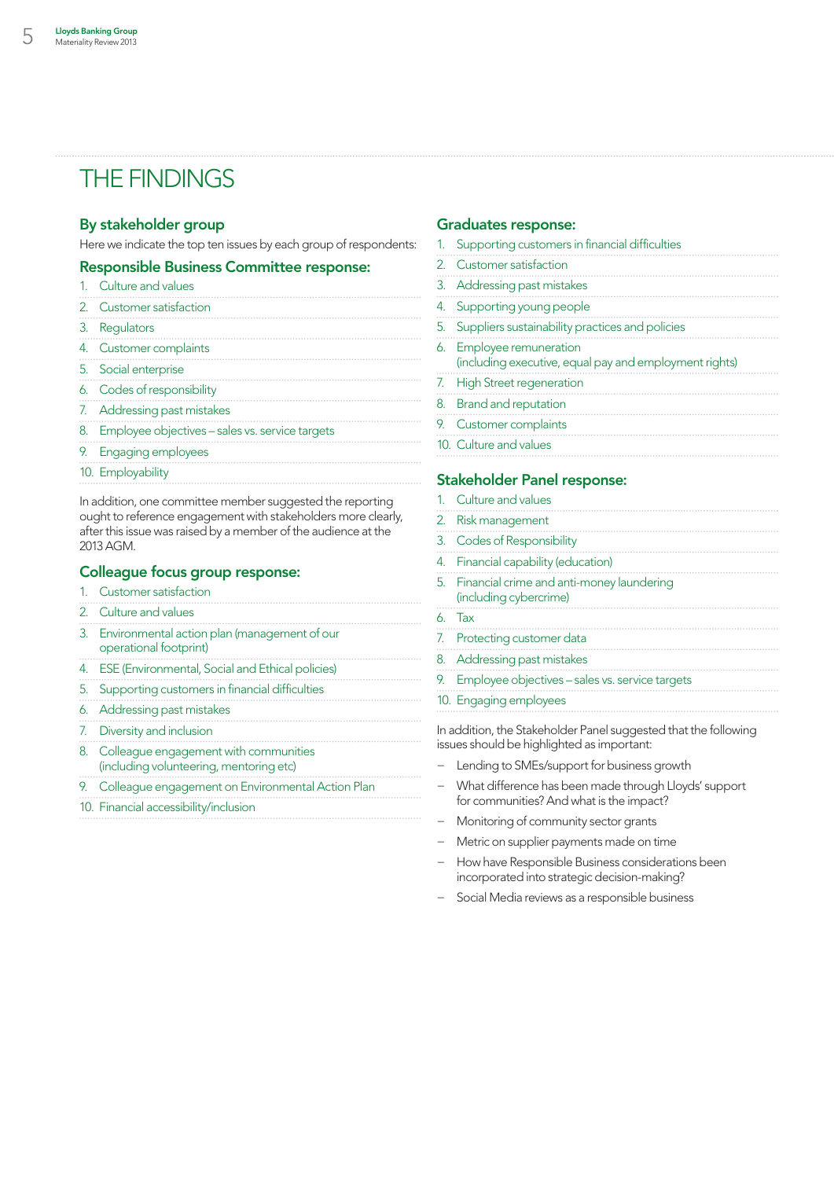# THE FINDINGS

## By stakeholder group

Here we indicate the top ten issues by each group of respondents:

### Responsible Business Committee response:

1. Culture and values
2. Customer satisfaction
3. Regulators
4. Customer complaints
5. Social enterprise
6. Codes of responsibility
7. Addressing past mistakes
8. Employee objectives – sales vs. service targets
9. Engaging employees
10. Employability

In addition, one committee member suggested the reporting ought to reference engagement with stakeholders more clearly, after this issue was raised by a member of the audience at the 2013 AGM.

### Colleague focus group response:

1. Customer satisfaction
2. Culture and values
3. Environmental action plan (management of our operational footprint)
4. ESE (Environmental, Social and Ethical policies)
5. Supporting customers in financial difficulties
6. Addressing past mistakes
7. Diversity and inclusion
8. Colleague engagement with communities (including volunteering, mentoring etc)
9. Colleague engagement on Environmental Action Plan
10. Financial accessibility/inclusion

### Graduates response:

1. Supporting customers in financial difficulties
2. Customer satisfaction
3. Addressing past mistakes
4. Supporting young people
5. Suppliers sustainability practices and policies
6. Employee remuneration (including executive, equal pay and employment rights)
7. High Street regeneration
8. Brand and reputation
9. Customer complaints
10. Culture and values

### Stakeholder Panel response:

1. Culture and values
2. Risk management
3. Codes of Responsibility
4. Financial capability (education)
5. Financial crime and anti-money laundering (including cybercrime)
6. Tax
7. Protecting customer data
8. Addressing past mistakes
9. Employee objectives – sales vs. service targets
10. Engaging employees

In addition, the Stakeholder Panel suggested that the following issues should be highlighted as important:

- Lending to SMEs/support for business growth
- What difference has been made through Lloyds' support for communities? And what is the impact?
- Monitoring of community sector grants
- Metric on supplier payments made on time
- How have Responsible Business considerations been incorporated into strategic decision-making?
- Social Media reviews as a responsible business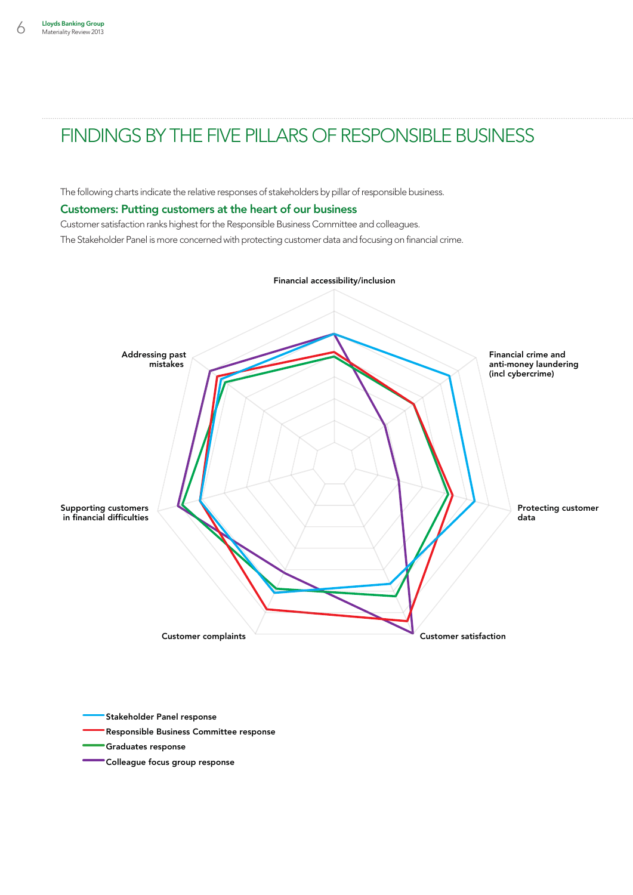# FINDINGS BY THE FIVE PILLARS OF RESPONSIBLE BUSINESS

The following charts indicate the relative responses of stakeholders by pillar of responsible business.

## Customers: Putting customers at the heart of our business

Customer satisfaction ranks highest for the Responsible Business Committee and colleagues.

The Stakeholder Panel is more concerned with protecting customer data and focusing on financial crime.

Financial accessibility/inclusion

Financial crime and anti-money laundering (incl cybercrime)

Protecting customer data

Customer satisfaction

Customer complaints

Supporting customers in financial difficulties

Addressing past mistakes

- Stakeholder Panel response
- Responsible Business Committee response
- Graduates response
- Colleague focus group response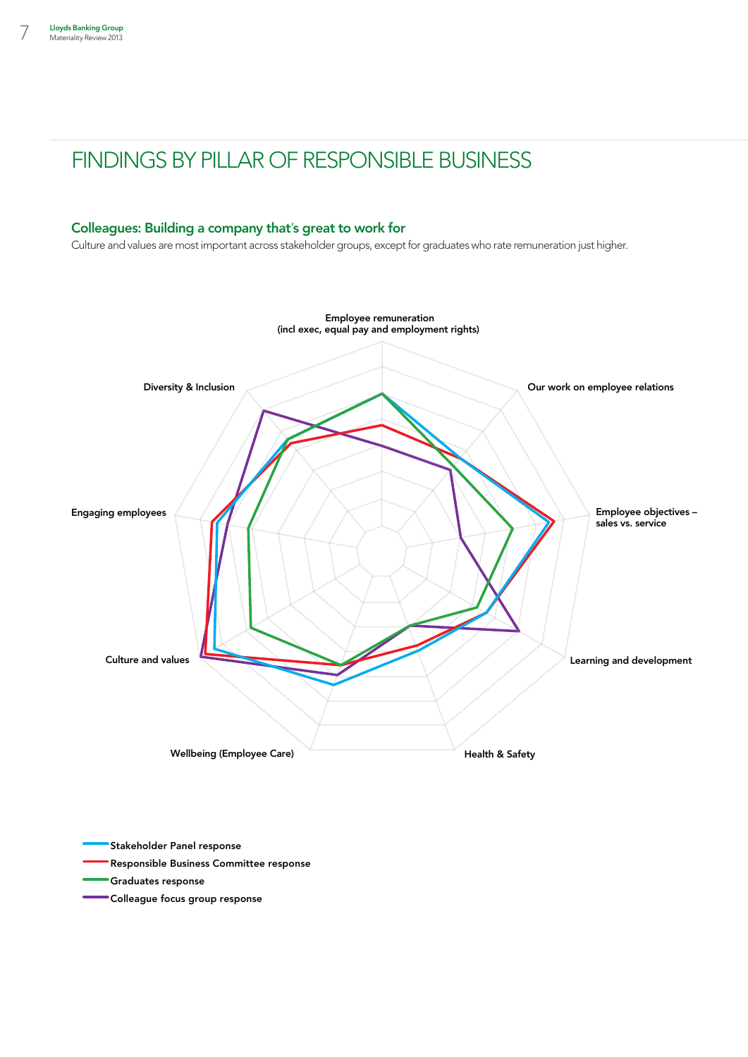# FINDINGS BY PILLAR OF RESPONSIBLE BUSINESS

## Colleagues: Building a company that's great to work for

Culture and values are most important across stakeholder groups, except for graduates who rate remuneration just higher.

Employee remuneration (incl exec, equal pay and employment rights)

Our work on employee relations

Employee objectives – sales vs. service

Learning and development

Health & Safety

Wellbeing (Employee Care)

Culture and values

Engaging employees

Diversity & Inclusion

- Stakeholder Panel response
- Responsible Business Committee response
- Graduates response
- Colleague focus group response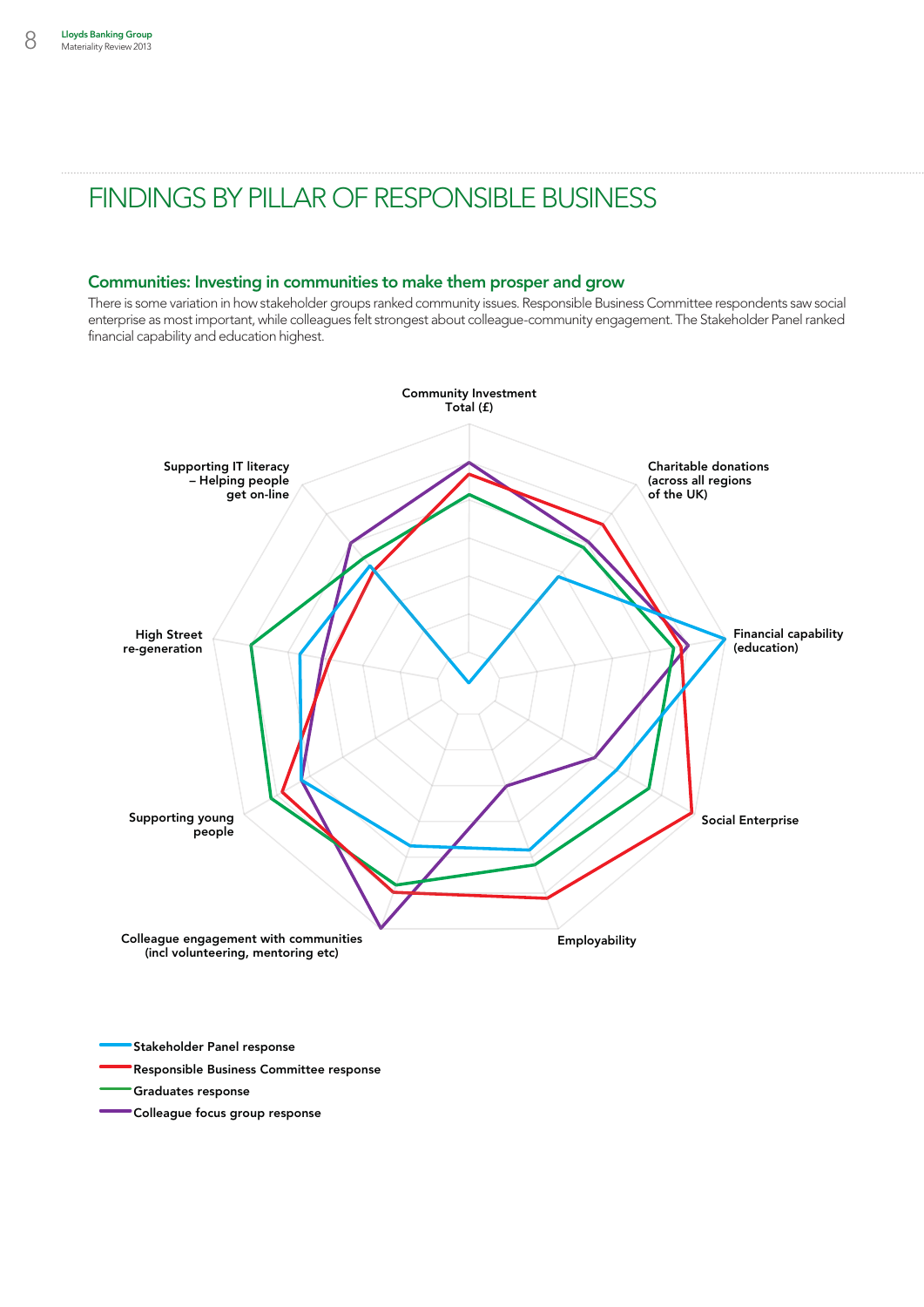# FINDINGS BY PILLAR OF RESPONSIBLE BUSINESS

## Communities: Investing in communities to make them prosper and grow

There is some variation in how stakeholder groups ranked community issues. Responsible Business Committee respondents saw social enterprise as most important, while colleagues felt strongest about colleague-community engagement. The Stakeholder Panel ranked financial capability and education highest.

Community Investment Total (£)

Charitable donations (across all regions of the UK)

Financial capability (education)

Social Enterprise

Employability

Colleague engagement with communities (incl volunteering, mentoring etc)

Supporting young people

High Street re-generation

Supporting IT literacy – Helping people get on-line

- Stakeholder Panel response
- Responsible Business Committee response
- Graduates response
- Colleague focus group response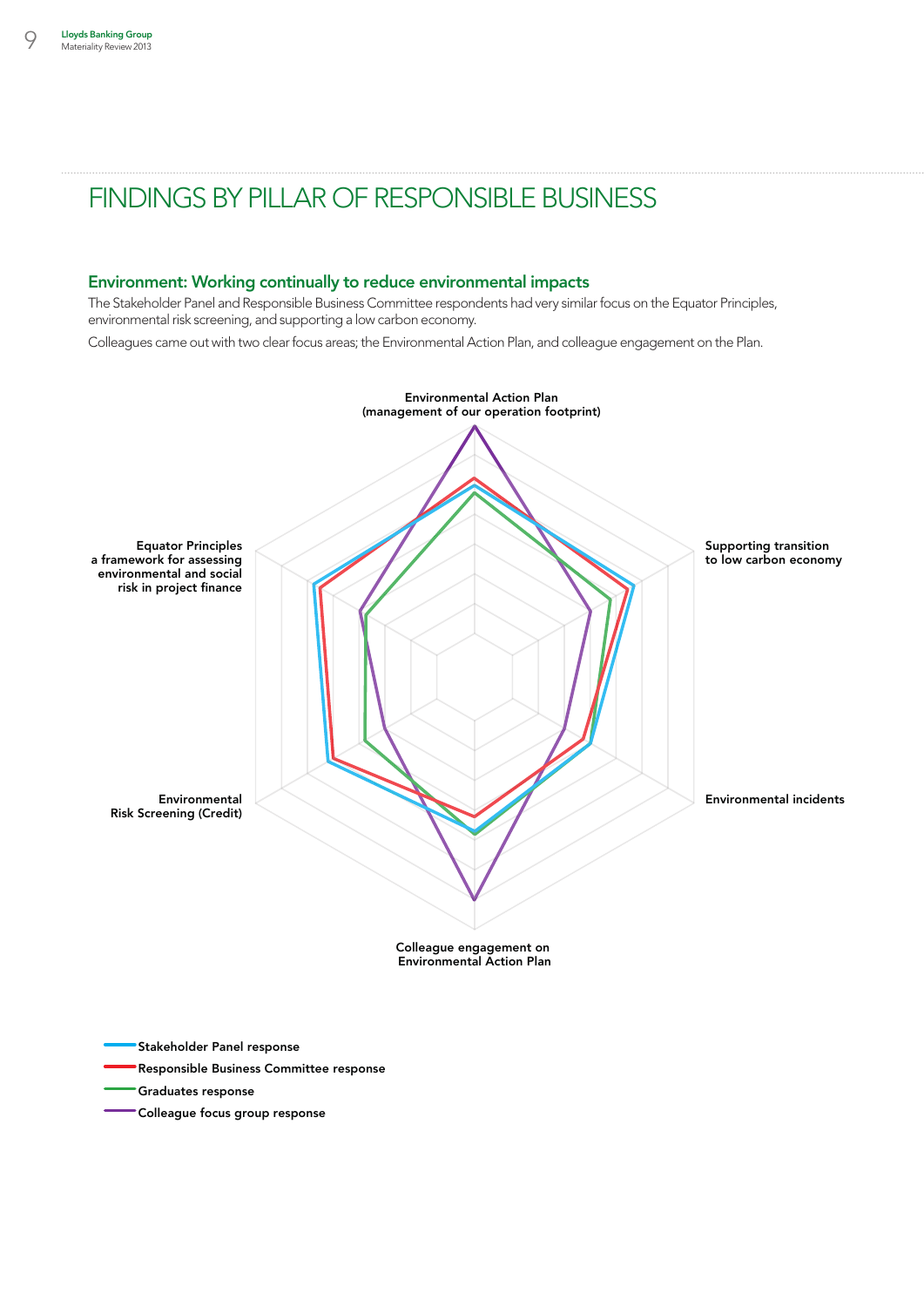# FINDINGS BY PILLAR OF RESPONSIBLE BUSINESS

## Environment: Working continually to reduce environmental impacts

The Stakeholder Panel and Responsible Business Committee respondents had very similar focus on the Equator Principles, environmental risk screening, and supporting a low carbon economy.

Colleagues came out with two clear focus areas; the Environmental Action Plan, and colleague engagement on the Plan.

Environmental Action Plan (management of our operation footprint)

Supporting transition to low carbon economy

Environmental incidents

Colleague engagement on Environmental Action Plan

Environmental Risk Screening (Credit)

Equator Principles a framework for assessing environmental and social risk in project finance

- Stakeholder Panel response
- Responsible Business Committee response
- Graduates response
- Colleague focus group response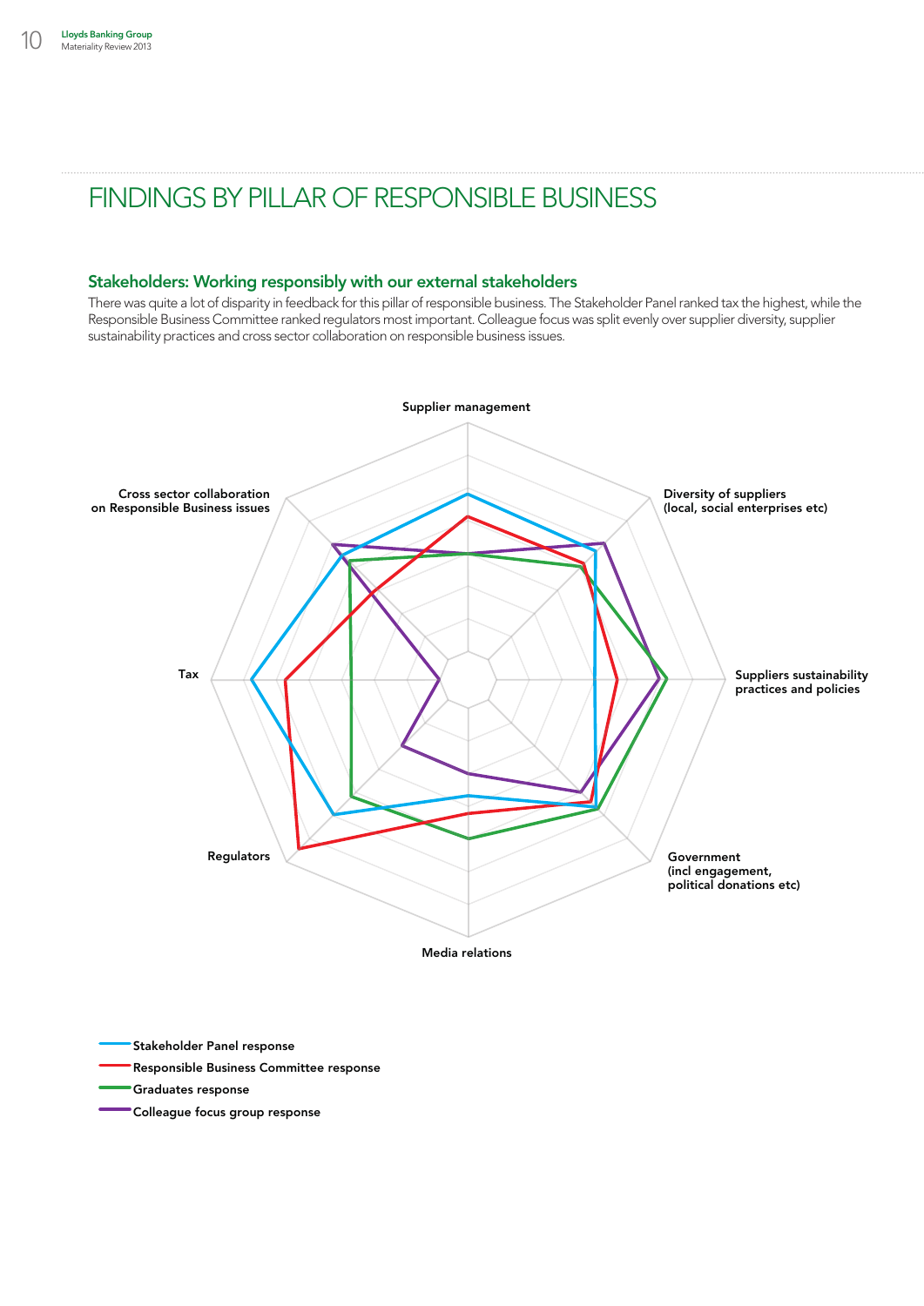# FINDINGS BY PILLAR OF RESPONSIBLE BUSINESS

## Stakeholders: Working responsibly with our external stakeholders

There was quite a lot of disparity in feedback for this pillar of responsible business. The Stakeholder Panel ranked tax the highest, while the Responsible Business Committee ranked regulators most important. Colleague focus was split evenly over supplier diversity, supplier sustainability practices and cross sector collaboration on responsible business issues.

Supplier management

Diversity of suppliers (local, social enterprises etc)

Suppliers sustainability practices and policies

Government (incl engagement, political donations etc)

Media relations

Regulators

Tax

Cross sector collaboration on Responsible Business issues

- Stakeholder Panel response
- Responsible Business Committee response
- Graduates response
- Colleague focus group response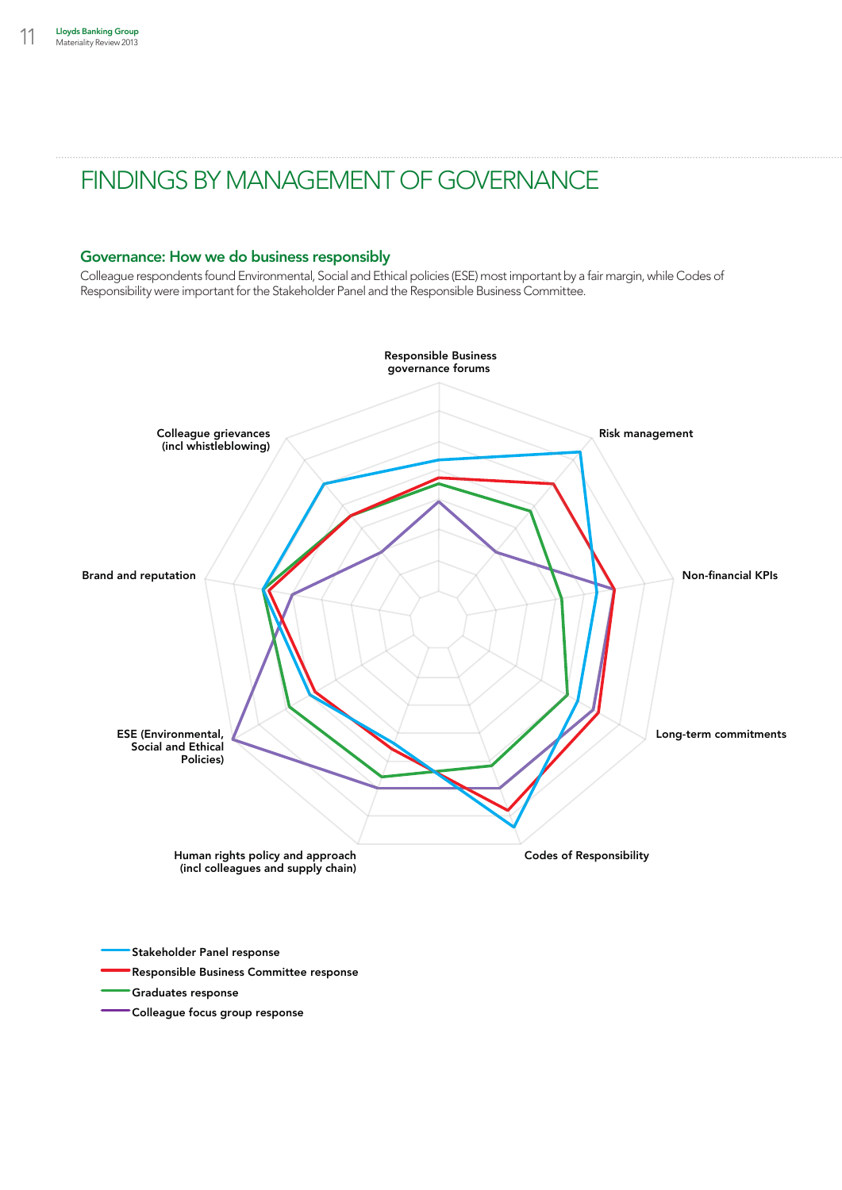# FINDINGS BY MANAGEMENT OF GOVERNANCE

## Governance: How we do business responsibly

Colleague respondents found Environmental, Social and Ethical policies (ESE) most important by a fair margin, while Codes of Responsibility were important for the Stakeholder Panel and the Responsible Business Committee.

Responsible Business governance forums

Risk management

Non-financial KPIs

Long-term commitments

Codes of Responsibility

Human rights policy and approach (incl colleagues and supply chain)

ESE (Environmental, Social and Ethical Policies)

Brand and reputation

Colleague grievances (incl whistleblowing)

- Stakeholder Panel response
- Responsible Business Committee response
- Graduates response
- Colleague focus group response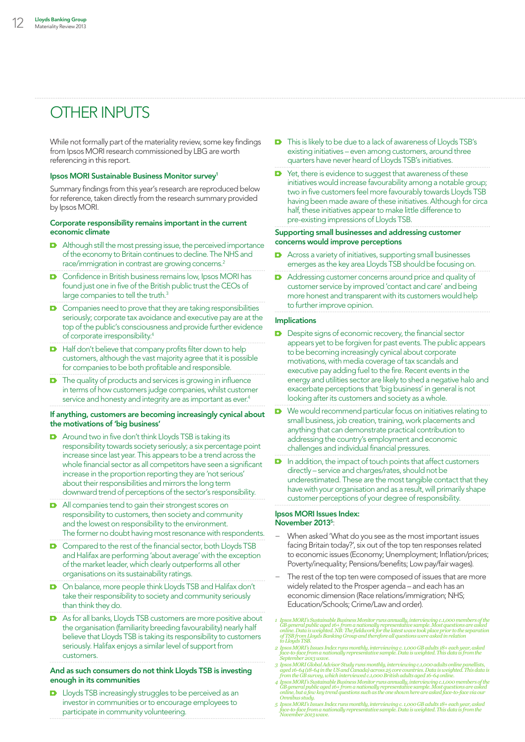# OTHER INPUTS

While not formally part of the materiality review, some key findings from Ipsos MORI research commissioned by LBG are worth referencing in this report.

### Ipsos MORI Sustainable Business Monitor survey[1]

Summary findings from this year's research are reproduced below for reference, taken directly from the research summary provided by Ipsos MORI.

### Corporate responsibility remains important in the current economic climate

- Although still the most pressing issue, the perceived importance of the economy to Britain continues to decline. The NHS and race/immigration in contrast are growing concerns.[2]
- Confidence in British business remains low, Ipsos MORI has found just one in five of the British public trust the CEOs of large companies to tell the truth.[3]
- Companies need to prove that they are taking responsibilities seriously; corporate tax avoidance and executive pay are at the top of the public's consciousness and provide further evidence of corporate irresponsibility.[4]
- Half don't believe that company profits filter down to help customers, although the vast majority agree that it is possible for companies to be both profitable and responsible.
- The quality of products and services is growing in influence in terms of how customers judge companies, whilst customer service and honesty and integrity are as important as ever.[4]

### If anything, customers are becoming increasingly cynical about the motivations of 'big business'

- Around two in five don't think Lloyds TSB is taking its responsibility towards society seriously; a six percentage point increase since last year. This appears to be a trend across the whole financial sector as all competitors have seen a significant increase in the proportion reporting they are 'not serious' about their responsibilities and mirrors the long term downward trend of perceptions of the sector's responsibility.
- All companies tend to gain their strongest scores on responsibility to customers, then society and community and the lowest on responsibility to the environment. The former no doubt having most resonance with respondents.
- Compared to the rest of the financial sector, both Lloyds TSB and Halifax are performing 'about average' with the exception of the market leader, which clearly outperforms all other organisations on its sustainability ratings.
- On balance, more people think Lloyds TSB and Halifax don't take their responsibility to society and community seriously than think they do.
- As for all banks, Lloyds TSB customers are more positive about the organisation (familiarity breeding favourability) nearly half believe that Lloyds TSB is taking its responsibility to customers seriously. Halifax enjoys a similar level of support from customers.

### And as such consumers do not think Lloyds TSB is investing enough in its communities

- Lloyds TSB increasingly struggles to be perceived as an investor in communities or to encourage employees to participate in community volunteering.
- This is likely to be due to a lack of awareness of Lloyds TSB's existing initiatives – even among customers, around three quarters have never heard of Lloyds TSB's initiatives.
- Yet, there is evidence to suggest that awareness of these initiatives would increase favourability among a notable group; two in five customers feel more favourably towards Lloyds TSB having been made aware of these initiatives. Although for circa half, these initiatives appear to make little difference to pre-existing impressions of Lloyds TSB.

### Supporting small businesses and addressing customer concerns would improve perceptions

- Across a variety of initiatives, supporting small businesses emerges as the key area Lloyds TSB should be focusing on.
- Addressing customer concerns around price and quality of customer service by improved 'contact and care' and being more honest and transparent with its customers would help to further improve opinion.

### Implications

- Despite signs of economic recovery, the financial sector appears yet to be forgiven for past events. The public appears to be becoming increasingly cynical about corporate motivations, with media coverage of tax scandals and executive pay adding fuel to the fire. Recent events in the energy and utilities sector are likely to shed a negative halo and exacerbate perceptions that 'big business' in general is not looking after its customers and society as a whole.
- We would recommend particular focus on initiatives relating to small business, job creation, training, work placements and anything that can demonstrate practical contribution to addressing the country's employment and economic challenges and individual financial pressures.
- In addition, the impact of touch points that affect customers directly – service and charges/rates, should not be underestimated. These are the most tangible contact that they have with your organisation and as a result, will primarily shape customer perceptions of your degree of responsibility.

### Ipsos MORI Issues Index: November 2013[5]:

- When asked 'What do you see as the most important issues facing Britain today?', six out of the top ten responses related to economic issues (Economy; Unemployment; Inflation/prices; Poverty/inequality; Pensions/benefits; Low pay/fair wages).
- The rest of the top ten were composed of issues that are more widely related to the Prosper agenda – and each has an economic dimension (Race relations/immigration; NHS; Education/Schools; Crime/Law and order).

*1 Ipsos MORI's Sustainable Business Monitor runs annually, interviewing c.1,000 members of the GB general public aged 16+ from a nationally representative sample. Most questions are asked online. Data is weighted. NB: The fieldwork for the latest wave took place prior to the separation of TSB from Lloyds Banking Group and therefore all questions were asked in relation to Lloyds TSB.*

*2 Ipsos MORI's Issues Index runs monthly, interviewing c. 1,000 GB adults 18+ each year, asked face-to-face from a nationally representative sample. Data is weighted. This data is from the September 2013 wave.*

*3 Ipsos MORI Global Advisor Study runs monthly, interviewing c.1,000 adults online panellists, aged 16-64 (18-64 in the US and Canada) across 25 core countries. Data is weighted. This data is from the GB survey, which interviewed c.1,000 British adults aged 16-64 online.*

*4 Ipsos MORI's Sustainable Business Monitor runs annually, interviewing c.1,000 members of the GB general public aged 16+ from a nationally representative sample. Most questions are asked online, but a few key trend questions such as the one shown here are asked face-to-face via our Omnibus study.*

*5 Ipsos MORI's Issues Index runs monthly, interviewing c. 1,000 GB adults 18+ each year, asked face-to-face from a nationally representative sample. Data is weighted. This data is from the November 2013 wave.*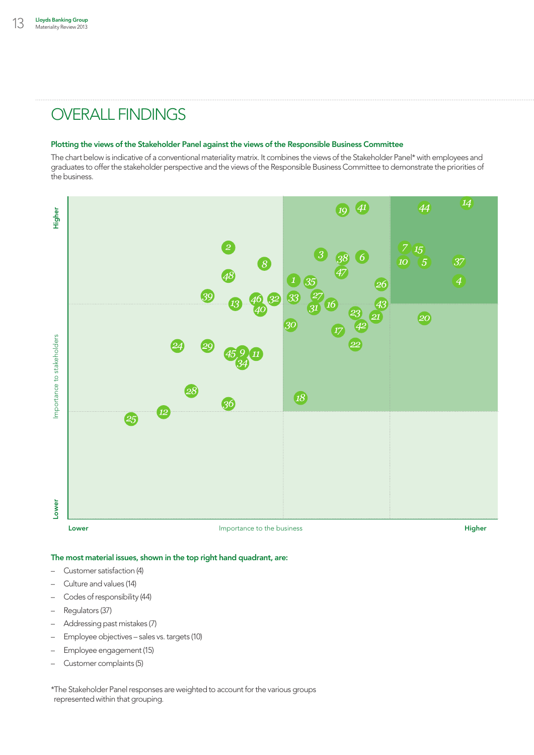# OVERALL FINDINGS

### Plotting the views of the Stakeholder Panel against the views of the Responsible Business Committee

The chart below is indicative of a conventional materiality matrix. It combines the views of the Stakeholder Panel* with employees and graduates to offer the stakeholder perspective and the views of the Responsible Business Committee to demonstrate the priorities of the business.

Higher

Importance to stakeholders

Lower

Lower — Importance to the business — Higher

### The most material issues, shown in the top right hand quadrant, are:

- Customer satisfaction (4)
- Culture and values (14)
- Codes of responsibility (44)
- Regulators (37)
- Addressing past mistakes (7)
- Employee objectives – sales vs. targets (10)
- Employee engagement (15)
- Customer complaints (5)

*The Stakeholder Panel responses are weighted to account for the various groups represented within that grouping.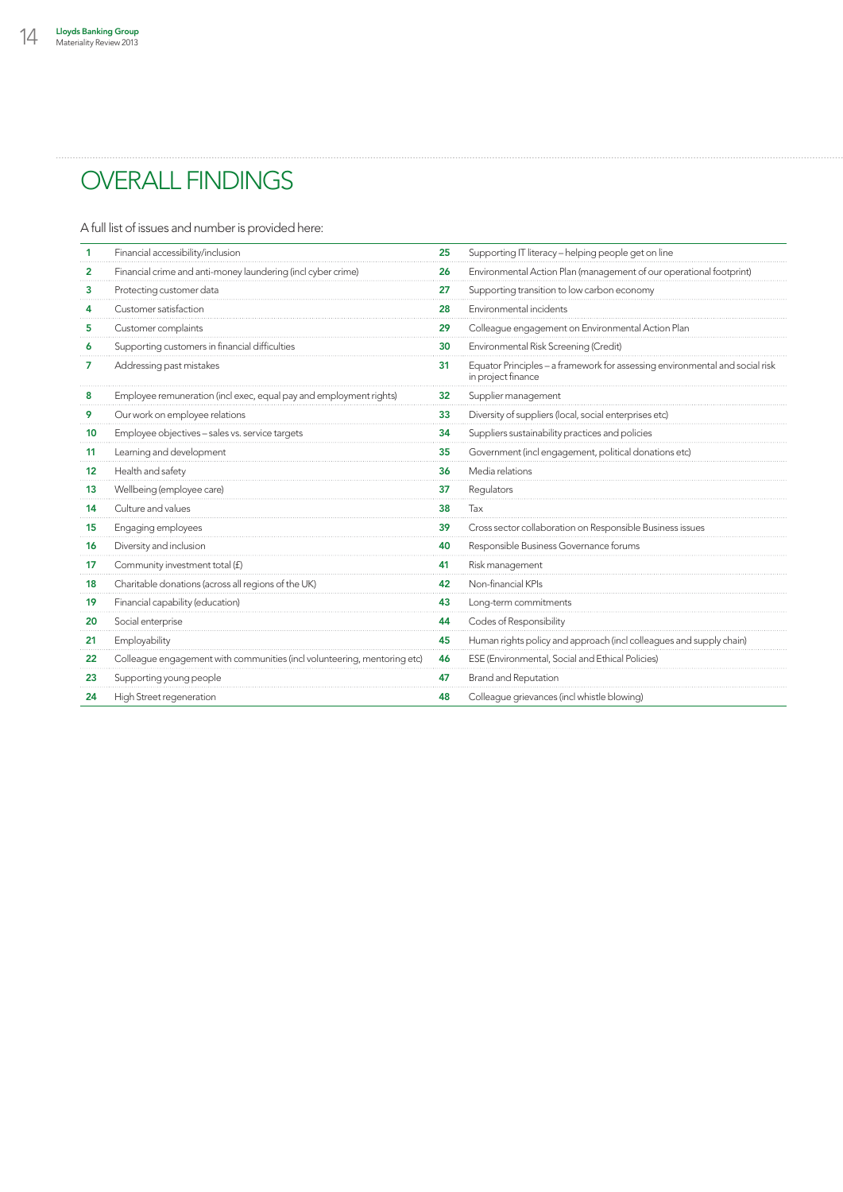# OVERALL FINDINGS

A full list of issues and number is provided here:

| | | | |
|---|---|---|---|
| 1 | Financial accessibility/inclusion | 25 | Supporting IT literacy – helping people get on line |
| 2 | Financial crime and anti-money laundering (incl cyber crime) | 26 | Environmental Action Plan (management of our operational footprint) |
| 3 | Protecting customer data | 27 | Supporting transition to low carbon economy |
| 4 | Customer satisfaction | 28 | Environmental incidents |
| 5 | Customer complaints | 29 | Colleague engagement on Environmental Action Plan |
| 6 | Supporting customers in financial difficulties | 30 | Environmental Risk Screening (Credit) |
| 7 | Addressing past mistakes | 31 | Equator Principles – a framework for assessing environmental and social risk in project finance |
| 8 | Employee remuneration (incl exec, equal pay and employment rights) | 32 | Supplier management |
| 9 | Our work on employee relations | 33 | Diversity of suppliers (local, social enterprises etc) |
| 10 | Employee objectives – sales vs. service targets | 34 | Suppliers sustainability practices and policies |
| 11 | Learning and development | 35 | Government (incl engagement, political donations etc) |
| 12 | Health and safety | 36 | Media relations |
| 13 | Wellbeing (employee care) | 37 | Regulators |
| 14 | Culture and values | 38 | Tax |
| 15 | Engaging employees | 39 | Cross sector collaboration on Responsible Business issues |
| 16 | Diversity and inclusion | 40 | Responsible Business Governance forums |
| 17 | Community investment total (£) | 41 | Risk management |
| 18 | Charitable donations (across all regions of the UK) | 42 | Non-financial KPIs |
| 19 | Financial capability (education) | 43 | Long-term commitments |
| 20 | Social enterprise | 44 | Codes of Responsibility |
| 21 | Employability | 45 | Human rights policy and approach (incl colleagues and supply chain) |
| 22 | Colleague engagement with communities (incl volunteering, mentoring etc) | 46 | ESE (Environmental, Social and Ethical Policies) |
| 23 | Supporting young people | 47 | Brand and Reputation |
| 24 | High Street regeneration | 48 | Colleague grievances (incl whistle blowing) |